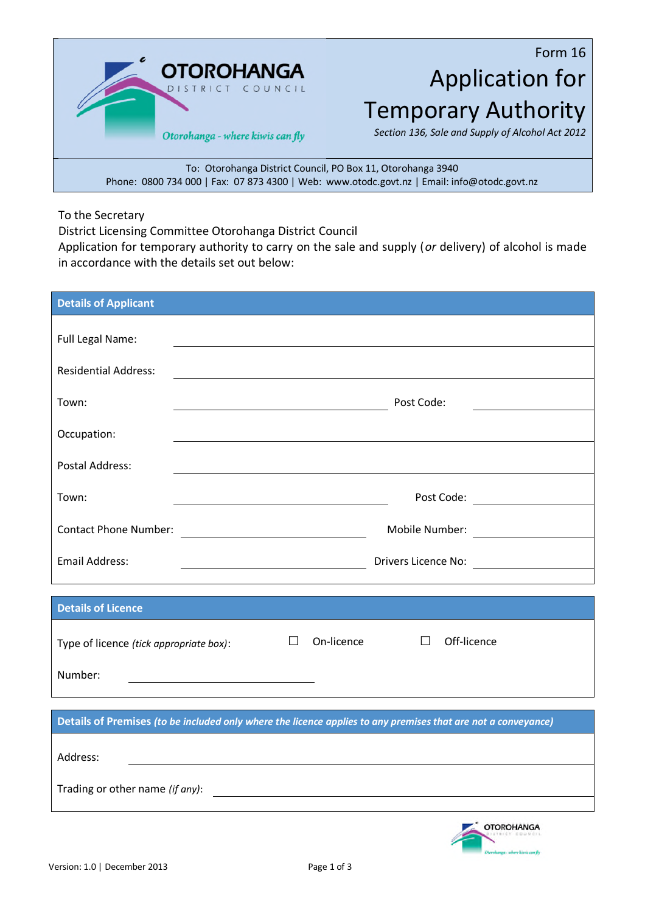OTOROHANGA DISTRICT COUNCIL

*Otorohanga - where kiwis can fly*

Form 16

# Application for Temporary Authority

*Section 136, Sale and Supply of Alcohol Act 2012*

To: Otorohanga District Council, PO Box 11, Otorohanga 3940
Phone: 0800 734 000 | Fax: 07 873 4300 | Web: www.otodc.govt.nz | Email: info@otodc.govt.nz

To the Secretary
District Licensing Committee Otorohanga District Council
Application for temporary authority to carry on the sale and supply (*or* delivery) of alcohol is made in accordance with the details set out below:

## Details of Applicant

Full Legal Name: ______________________________

Residential Address: ______________________________

Town: ____________________ Post Code: ____________

Occupation: ______________________________

Postal Address: ______________________________

Town: ____________________ Post Code: ____________

Contact Phone Number: ____________________ Mobile Number: ____________

Email Address: ____________________ Drivers Licence No: ____________

## Details of Licence

Type of licence *(tick appropriate box)*: ☐ On-licence ☐ Off-licence

Number: ____________________

## Details of Premises *(to be included only where the licence applies to any premises that are not a conveyance)*

Address: ______________________________

Trading or other name *(if any)*: ______________________________

Version: 1.0 | December 2013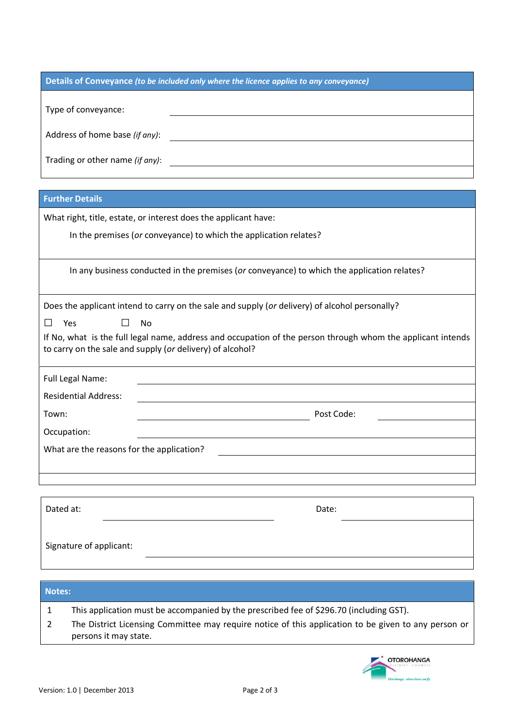## Details of Conveyance *(to be included only where the licence applies to any conveyance)*

Type of conveyance: ______________________________

Address of home base *(if any)*: ______________________________

Trading or other name *(if any)*: ______________________________

## Further Details

What right, title, estate, or interest does the applicant have:

In the premises (*or* conveyance) to which the application relates?

In any business conducted in the premises (*or* conveyance) to which the application relates?

Does the applicant intend to carry on the sale and supply (*or* delivery) of alcohol personally?

☐ Yes ☐ No

If No, what is the full legal name, address and occupation of the person through whom the applicant intends to carry on the sale and supply (*or* delivery) of alcohol?

Full Legal Name: ______________________________

Residential Address: ______________________________

Town: ______________________________ Post Code: ______________

Occupation: ______________________________

What are the reasons for the application? ______________________________

Dated at: ______________________________ Date: ______________

Signature of applicant: ______________________________

## Notes:

1. This application must be accompanied by the prescribed fee of $296.70 (including GST).
2. The District Licensing Committee may require notice of this application to be given to any person or persons it may state.

Version: 1.0 | December 2013